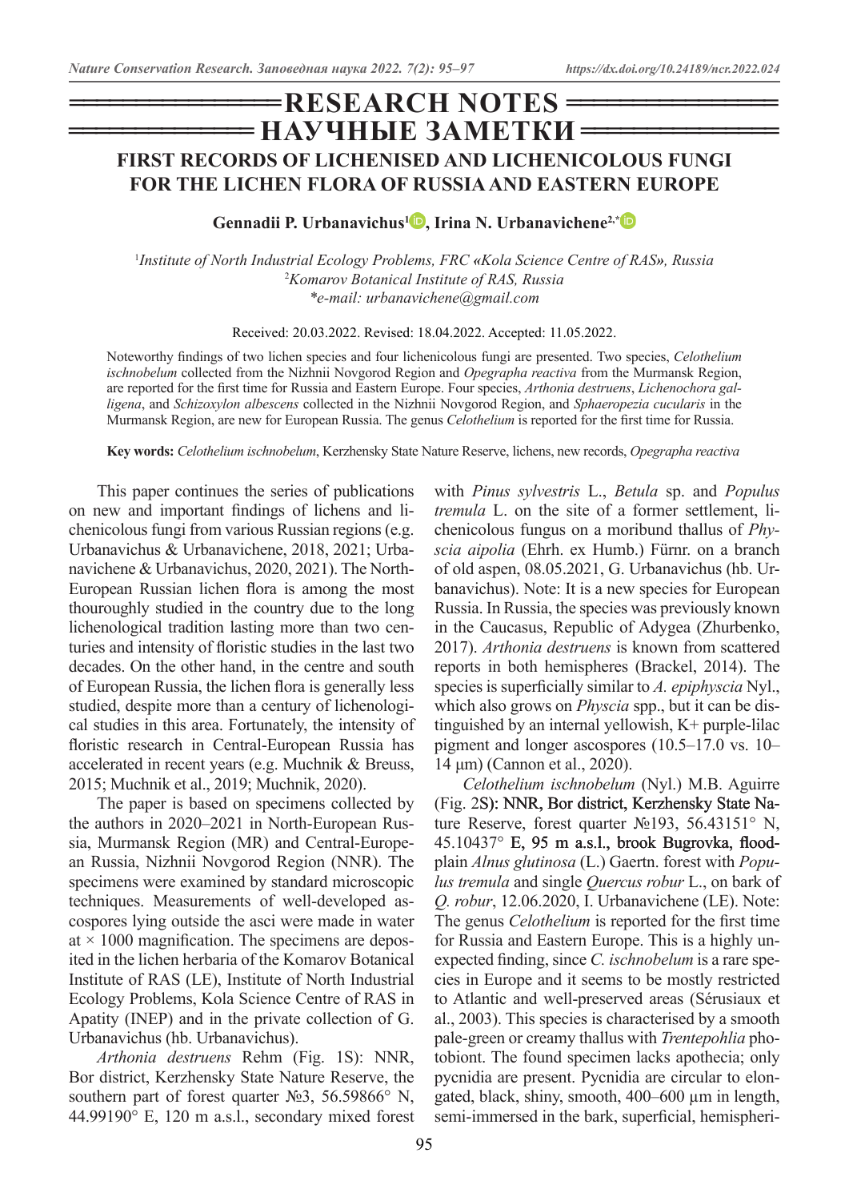# RESEARCH NOTES
# НАУЧНЫЕ ЗАМЕТКИ

## FIRST RECORDS OF LICHENISED AND LICHENICOLOUS FUNGI FOR THE LICHEN FLORA OF RUSSIA AND EASTERN EUROPE

**Gennadii P. Urbanavichus[1], Irina N. Urbanavichene[2,*]**

[1]*Institute of North Industrial Ecology Problems, FRC «Kola Science Centre of RAS», Russia*
[2]*Komarov Botanical Institute of RAS, Russia*
*\*e-mail: urbanavichene@gmail.com*

Received: 20.03.2022. Revised: 18.04.2022. Accepted: 11.05.2022.

Noteworthy findings of two lichen species and four lichenicolous fungi are presented. Two species, *Celothelium ischnobelum* collected from the Nizhnii Novgorod Region and *Opegrapha reactiva* from the Murmansk Region, are reported for the first time for Russia and Eastern Europe. Four species, *Arthonia destruens*, *Lichenochora galligena*, and *Schizoxylon albescens* collected in the Nizhnii Novgorod Region, and *Sphaeropezia cucularis* in the Murmansk Region, are new for European Russia. The genus *Celothelium* is reported for the first time for Russia.

**Key words:** *Celothelium ischnobelum*, Kerzhensky State Nature Reserve, lichens, new records, *Opegrapha reactiva*

This paper continues the series of publications on new and important findings of lichens and lichenicolous fungi from various Russian regions (e.g. Urbanavichus & Urbanavichene, 2018, 2021; Urbanavichene & Urbanavichus, 2020, 2021). The North-European Russian lichen flora is among the most thouroughly studied in the country due to the long lichenological tradition lasting more than two centuries and intensity of floristic studies in the last two decades. On the other hand, in the centre and south of European Russia, the lichen flora is generally less studied, despite more than a century of lichenological studies in this area. Fortunately, the intensity of floristic research in Central-European Russia has accelerated in recent years (e.g. Muchnik & Breuss, 2015; Muchnik et al., 2019; Muchnik, 2020).

The paper is based on specimens collected by the authors in 2020–2021 in North-European Russia, Murmansk Region (MR) and Central-European Russia, Nizhnii Novgorod Region (NNR). The specimens were examined by standard microscopic techniques. Measurements of well-developed ascospores lying outside the asci were made in water at × 1000 magnification. The specimens are deposited in the lichen herbaria of the Komarov Botanical Institute of RAS (LE), Institute of North Industrial Ecology Problems, Kola Science Centre of RAS in Apatity (INEP) and in the private collection of G. Urbanavichus (hb. Urbanavichus).

*Arthonia destruens* Rehm (Fig. 1S): NNR, Bor district, Kerzhensky State Nature Reserve, the southern part of forest quarter №3, 56.59866° N, 44.99190° E, 120 m a.s.l., secondary mixed forest with *Pinus sylvestris* L., *Betula* sp. and *Populus tremula* L. on the site of a former settlement, lichenicolous fungus on a moribund thallus of *Physcia aipolia* (Ehrh. ex Humb.) Fürnr. on a branch of old aspen, 08.05.2021, G. Urbanavichus (hb. Urbanavichus). Note: It is a new species for European Russia. In Russia, the species was previously known in the Caucasus, Republic of Adygea (Zhurbenko, 2017). *Arthonia destruens* is known from scattered reports in both hemispheres (Brackel, 2014). The species is superficially similar to *A. epiphyscia* Nyl., which also grows on *Physcia* spp., but it can be distinguished by an internal yellowish, K+ purple-lilac pigment and longer ascospores (10.5–17.0 vs. 10–14 µm) (Cannon et al., 2020).

*Celothelium ischnobelum* (Nyl.) M.B. Aguirre (Fig. 2S): NNR, Bor district, Kerzhensky State Nature Reserve, forest quarter №193, 56.43151° N, 45.10437° E, 95 m a.s.l., brook Bugrovka, floodplain *Alnus glutinosa* (L.) Gaertn. forest with *Populus tremula* and single *Quercus robur* L., on bark of *Q. robur*, 12.06.2020, I. Urbanavichene (LE). Note: The genus *Celothelium* is reported for the first time for Russia and Eastern Europe. This is a highly unexpected finding, since *C. ischnobelum* is a rare species in Europe and it seems to be mostly restricted to Atlantic and well-preserved areas (Sérusiaux et al., 2003). This species is characterised by a smooth pale-green or creamy thallus with *Trentepohlia* photobiont. The found specimen lacks apothecia; only pycnidia are present. Pycnidia are circular to elongated, black, shiny, smooth, 400–600 µm in length, semi-immersed in the bark, superficial, hemispheri-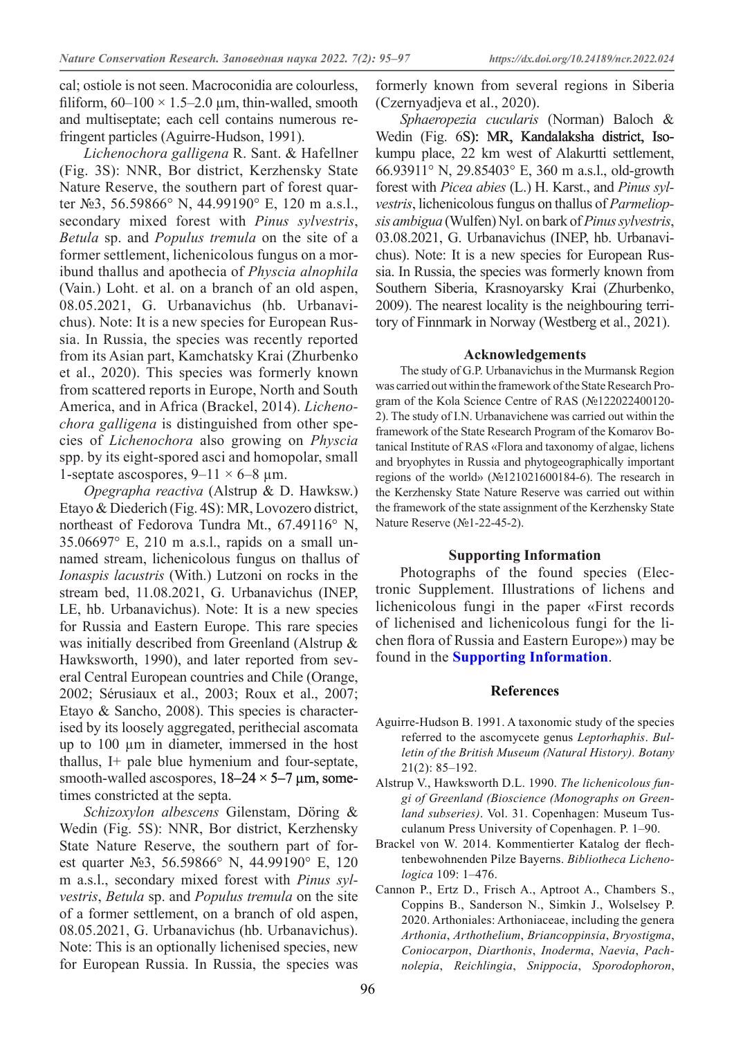cal; ostiole is not seen. Macroconidia are colourless, filiform, 60–100 × 1.5–2.0 µm, thin-walled, smooth and multiseptate; each cell contains numerous refringent particles (Aguirre-Hudson, 1991).

*Lichenochora galligena* R. Sant. & Hafellner (Fig. 3S): NNR, Bor district, Kerzhensky State Nature Reserve, the southern part of forest quarter №3, 56.59866° N, 44.99190° E, 120 m a.s.l., secondary mixed forest with *Pinus sylvestris*, *Betula* sp. and *Populus tremula* on the site of a former settlement, lichenicolous fungus on a moribund thallus and apothecia of *Physcia alnophila* (Vain.) Loht. et al. on a branch of an old aspen, 08.05.2021, G. Urbanavichus (hb. Urbanavichus). Note: It is a new species for European Russia. In Russia, the species was recently reported from its Asian part, Kamchatsky Krai (Zhurbenko et al., 2020). This species was formerly known from scattered reports in Europe, North and South America, and in Africa (Brackel, 2014). *Lichenochora galligena* is distinguished from other species of *Lichenochora* also growing on *Physcia* spp. by its eight-spored asci and homopolar, small 1-septate ascospores, 9–11 × 6–8 µm.

*Opegrapha reactiva* (Alstrup & D. Hawksw.) Etayo & Diederich (Fig. 4S): MR, Lovozero district, northeast of Fedorova Tundra Mt., 67.49116° N, 35.06697° E, 210 m a.s.l., rapids on a small unnamed stream, lichenicolous fungus on thallus of *Ionaspis lacustris* (With.) Lutzoni on rocks in the stream bed, 11.08.2021, G. Urbanavichus (INEP, LE, hb. Urbanavichus). Note: It is a new species for Russia and Eastern Europe. This rare species was initially described from Greenland (Alstrup & Hawksworth, 1990), and later reported from several Central European countries and Chile (Orange, 2002; Sérusiaux et al., 2003; Roux et al., 2007; Etayo & Sancho, 2008). This species is characterised by its loosely aggregated, perithecial ascomata up to 100 µm in diameter, immersed in the host thallus, I+ pale blue hymenium and four-septate, smooth-walled ascospores, 18–24 × 5–7 µm, sometimes constricted at the septa.

*Schizoxylon albescens* Gilenstam, Döring & Wedin (Fig. 5S): NNR, Bor district, Kerzhensky State Nature Reserve, the southern part of forest quarter №3, 56.59866° N, 44.99190° E, 120 m a.s.l., secondary mixed forest with *Pinus sylvestris*, *Betula* sp. and *Populus tremula* on the site of a former settlement, on a branch of old aspen, 08.05.2021, G. Urbanavichus (hb. Urbanavichus). Note: This is an optionally lichenised species, new for European Russia. In Russia, the species was formerly known from several regions in Siberia (Czernyadjeva et al., 2020).

*Sphaeropezia cucularis* (Norman) Baloch & Wedin (Fig. 6S): MR, Kandalaksha district, Isokumpu place, 22 km west of Alakurtti settlement, 66.93911° N, 29.85403° E, 360 m a.s.l., old-growth forest with *Picea abies* (L.) H. Karst., and *Pinus sylvestris*, lichenicolous fungus on thallus of *Parmeliopsis ambigua* (Wulfen) Nyl. on bark of *Pinus sylvestris*, 03.08.2021, G. Urbanavichus (INEP, hb. Urbanavichus). Note: It is a new species for European Russia. In Russia, the species was formerly known from Southern Siberia, Krasnoyarsky Krai (Zhurbenko, 2009). The nearest locality is the neighbouring territory of Finnmark in Norway (Westberg et al., 2021).

## Acknowledgements

The study of G.P. Urbanavichus in the Murmansk Region was carried out within the framework of the State Research Program of the Kola Science Centre of RAS (№122022400120-2). The study of I.N. Urbanavichene was carried out within the framework of the State Research Program of the Komarov Botanical Institute of RAS «Flora and taxonomy of algae, lichens and bryophytes in Russia and phytogeographically important regions of the world» (№121021600184-6). The research in the Kerzhensky State Nature Reserve was carried out within the framework of the state assignment of the Kerzhensky State Nature Reserve (№1-22-45-2).

## Supporting Information

Photographs of the found species (Electronic Supplement. Illustrations of lichens and lichenicolous fungi in the paper «First records of lichenised and lichenicolous fungi for the lichen flora of Russia and Eastern Europe») may be found in the **Supporting Information**.

## References

Aguirre-Hudson B. 1991. A taxonomic study of the species referred to the ascomycete genus *Leptorhaphis*. *Bulletin of the British Museum (Natural History). Botany* 21(2): 85–192.

Alstrup V., Hawksworth D.L. 1990. *The lichenicolous fungi of Greenland (Bioscience (Monographs on Greenland subseries)*. Vol. 31. Copenhagen: Museum Tusculanum Press University of Copenhagen. P. 1–90.

Brackel von W. 2014. Kommentierter Katalog der flechtenbewohnenden Pilze Bayerns. *Bibliotheca Lichenologica* 109: 1–476.

Cannon P., Ertz D., Frisch A., Aptroot A., Chambers S., Coppins B., Sanderson N., Simkin J., Wolselsey P. 2020. Arthoniales: Arthoniaceae, including the genera *Arthonia*, *Arthothelium*, *Briancoppinsia*, *Bryostigma*, *Coniocarpon*, *Diarthonis*, *Inoderma*, *Naevia*, *Pachnolepia*, *Reichlingia*, *Snippocia*, *Sporodophoron*,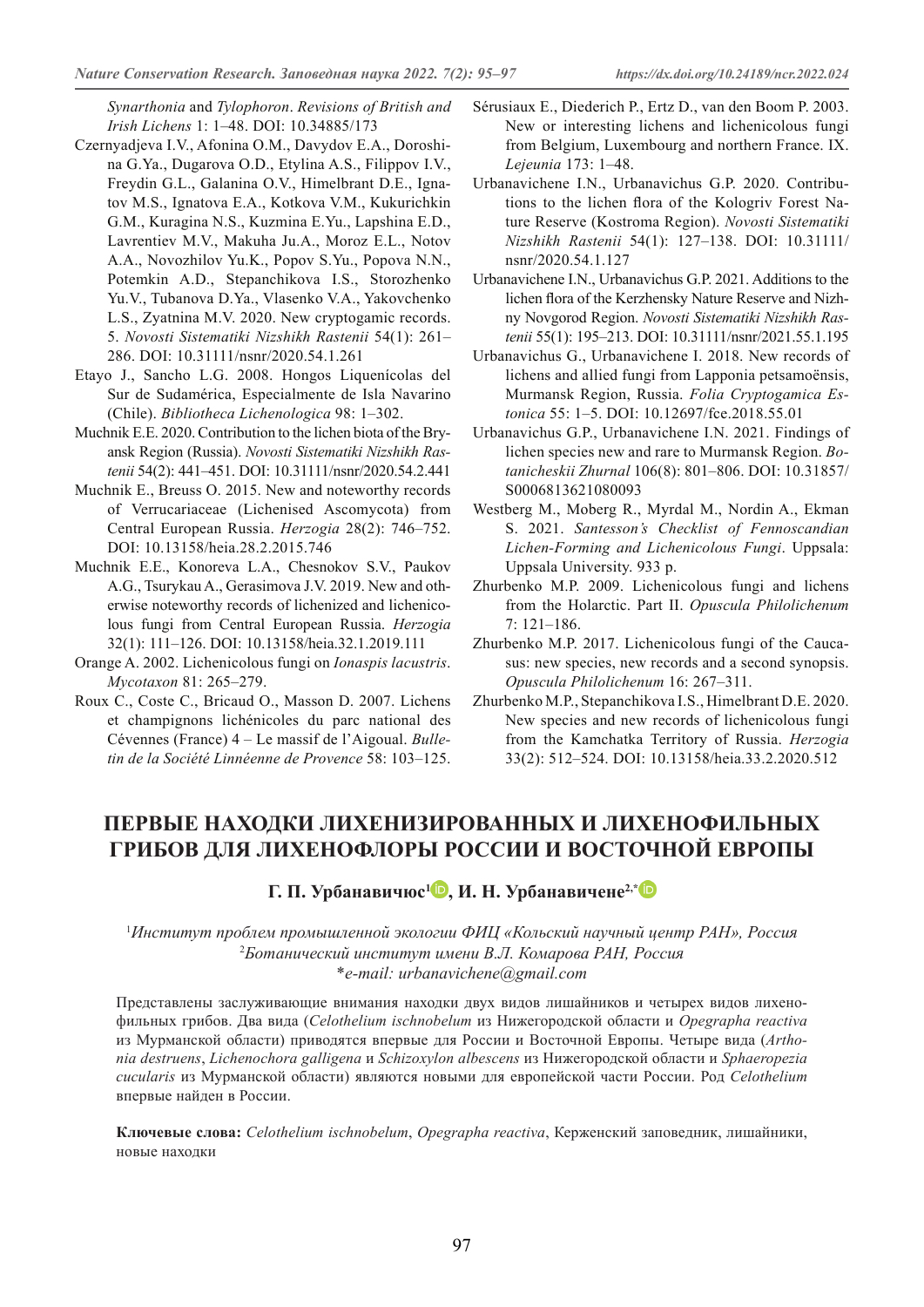*Synarthonia* and *Tylophoron*. *Revisions of British and Irish Lichens* 1: 1–48. DOI: 10.34885/173

Czernyadjeva I.V., Afonina O.M., Davydov E.A., Doroshina G.Ya., Dugarova O.D., Etylina A.S., Filippov I.V., Freydin G.L., Galanina O.V., Himelbrant D.E., Ignatov M.S., Ignatova E.A., Kotkova V.M., Kukurichkin G.M., Kuragina N.S., Kuzmina E.Yu., Lapshina E.D., Lavrentiev M.V., Makuha Ju.A., Moroz E.L., Notov A.A., Novozhilov Yu.K., Popov S.Yu., Popova N.N., Potemkin A.D., Stepanchikova I.S., Storozhenko Yu.V., Tubanova D.Ya., Vlasenko V.A., Yakovchenko L.S., Zyatnina M.V. 2020. New cryptogamic records. 5. *Novosti Sistematiki Nizshikh Rastenii* 54(1): 261–286. DOI: 10.31111/nsnr/2020.54.1.261

Etayo J., Sancho L.G. 2008. Hongos Liquenícolas del Sur de Sudamérica, Especialmente de Isla Navarino (Chile). *Bibliotheca Lichenologica* 98: 1–302.

Muchnik E.E. 2020. Contribution to the lichen biota of the Bryansk Region (Russia). *Novosti Sistematiki Nizshikh Rastenii* 54(2): 441–451. DOI: 10.31111/nsnr/2020.54.2.441

Muchnik E., Breuss O. 2015. New and noteworthy records of Verrucariaceae (Lichenised Ascomycota) from Central European Russia. *Herzogia* 28(2): 746–752. DOI: 10.13158/heia.28.2.2015.746

Muchnik E.E., Konoreva L.A., Chesnokov S.V., Paukov A.G., Tsurykau A., Gerasimova J.V. 2019. New and otherwise noteworthy records of lichenized and lichenicolous fungi from Central European Russia. *Herzogia* 32(1): 111–126. DOI: 10.13158/heia.32.1.2019.111

Orange A. 2002. Lichenicolous fungi on *Ionaspis lacustris*. *Mycotaxon* 81: 265–279.

Roux C., Coste C., Bricaud O., Masson D. 2007. Lichens et champignons lichénicoles du parc national des Cévennes (France) 4 – Le massif de l'Aigoual. *Bulletin de la Société Linnéenne de Provence* 58: 103–125.

Sérusiaux E., Diederich P., Ertz D., van den Boom P. 2003. New or interesting lichens and lichenicolous fungi from Belgium, Luxembourg and northern France. IX. *Lejeunia* 173: 1–48.

Urbanavichene I.N., Urbanavichus G.P. 2020. Contributions to the lichen flora of the Kologriv Forest Nature Reserve (Kostroma Region). *Novosti Sistematiki Nizshikh Rastenii* 54(1): 127–138. DOI: 10.31111/nsnr/2020.54.1.127

Urbanavichene I.N., Urbanavichus G.P. 2021. Additions to the lichen flora of the Kerzhensky Nature Reserve and Nizhny Novgorod Region. *Novosti Sistematiki Nizshikh Rastenii* 55(1): 195–213. DOI: 10.31111/nsnr/2021.55.1.195

Urbanavichus G., Urbanavichene I. 2018. New records of lichens and allied fungi from Lapponia petsamoënsis, Murmansk Region, Russia. *Folia Cryptogamica Estonica* 55: 1–5. DOI: 10.12697/fce.2018.55.01

Urbanavichus G.P., Urbanavichene I.N. 2021. Findings of lichen species new and rare to Murmansk Region. *Botanicheskii Zhurnal* 106(8): 801–806. DOI: 10.31857/S0006813621080093

Westberg M., Moberg R., Myrdal M., Nordin A., Ekman S. 2021. *Santesson's Checklist of Fennoscandian Lichen-Forming and Lichenicolous Fungi*. Uppsala: Uppsala University. 933 p.

Zhurbenko M.P. 2009. Lichenicolous fungi and lichens from the Holarctic. Part II. *Opuscula Philolichenum* 7: 121–186.

Zhurbenko M.P. 2017. Lichenicolous fungi of the Caucasus: new species, new records and a second synopsis. *Opuscula Philolichenum* 16: 267–311.

Zhurbenko M.P., Stepanchikova I.S., Himelbrant D.E. 2020. New species and new records of lichenicolous fungi from the Kamchatka Territory of Russia. *Herzogia* 33(2): 512–524. DOI: 10.13158/heia.33.2.2020.512

# ПЕРВЫЕ НАХОДКИ ЛИХЕНИЗИРОВАННЫХ И ЛИХЕНОФИЛЬНЫХ ГРИБОВ ДЛЯ ЛИХЕНОФЛОРЫ РОССИИ И ВОСТОЧНОЙ ЕВРОПЫ

**Г. П. Урбанавичюс[1], И. Н. Урбанавичене[2,*]**

[1]*Институт проблем промышленной экологии ФИЦ «Кольский научный центр РАН», Россия*
[2]*Ботанический институт имени В.Л. Комарова РАН, Россия*
*\*e-mail: urbanavichene@gmail.com*

Представлены заслуживающие внимания находки двух видов лишайников и четырех видов лихенофильных грибов. Два вида (*Celothelium ischnobelum* из Нижегородской области и *Opegrapha reactiva* из Мурманской области) приводятся впервые для России и Восточной Европы. Четыре вида (*Arthonia destruens*, *Lichenochora galligena* и *Schizoxylon albescens* из Нижегородской области и *Sphaeropezia cucularis* из Мурманской области) являются новыми для европейской части России. Род *Celothelium* впервые найден в России.

**Ключевые слова:** *Celothelium ischnobelum*, *Opegrapha reactiva*, Керженский заповедник, лишайники, новые находки